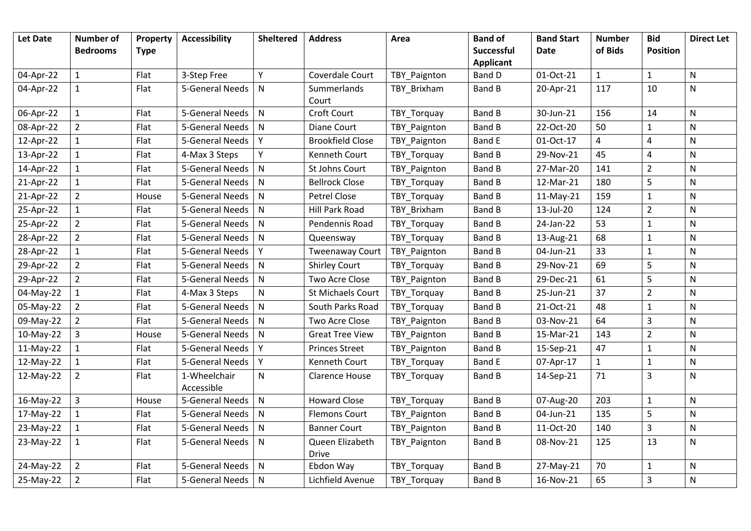| Let Date | Number of Bedrooms | Property Type | Accessibility | Sheltered | Address | Area | Band of Successful Applicant | Band Start Date | Number of Bids | Bid Position | Direct Let |
|---|---|---|---|---|---|---|---|---|---|---|---|
| 04-Apr-22 | 1 | Flat | 3-Step Free | Y | Coverdale Court | TBY_Paignton | Band D | 01-Oct-21 | 1 | 1 | N |
| 04-Apr-22 | 1 | Flat | 5-General Needs | N | Summerlands Court | TBY_Brixham | Band B | 20-Apr-21 | 117 | 10 | N |
| 06-Apr-22 | 1 | Flat | 5-General Needs | N | Croft Court | TBY_Torquay | Band B | 30-Jun-21 | 156 | 14 | N |
| 08-Apr-22 | 2 | Flat | 5-General Needs | N | Diane Court | TBY_Paignton | Band B | 22-Oct-20 | 50 | 1 | N |
| 12-Apr-22 | 1 | Flat | 5-General Needs | Y | Brookfield Close | TBY_Paignton | Band E | 01-Oct-17 | 4 | 4 | N |
| 13-Apr-22 | 1 | Flat | 4-Max 3 Steps | Y | Kenneth Court | TBY_Torquay | Band B | 29-Nov-21 | 45 | 4 | N |
| 14-Apr-22 | 1 | Flat | 5-General Needs | N | St Johns Court | TBY_Paignton | Band B | 27-Mar-20 | 141 | 2 | N |
| 21-Apr-22 | 1 | Flat | 5-General Needs | N | Bellrock Close | TBY_Torquay | Band B | 12-Mar-21 | 180 | 5 | N |
| 21-Apr-22 | 2 | House | 5-General Needs | N | Petrel Close | TBY_Torquay | Band B | 11-May-21 | 159 | 1 | N |
| 25-Apr-22 | 1 | Flat | 5-General Needs | N | Hill Park Road | TBY_Brixham | Band B | 13-Jul-20 | 124 | 2 | N |
| 25-Apr-22 | 2 | Flat | 5-General Needs | N | Pendennis Road | TBY_Torquay | Band B | 24-Jan-22 | 53 | 1 | N |
| 28-Apr-22 | 2 | Flat | 5-General Needs | N | Queensway | TBY_Torquay | Band B | 13-Aug-21 | 68 | 1 | N |
| 28-Apr-22 | 1 | Flat | 5-General Needs | Y | Tweenaway Court | TBY_Paignton | Band B | 04-Jun-21 | 33 | 1 | N |
| 29-Apr-22 | 2 | Flat | 5-General Needs | N | Shirley Court | TBY_Torquay | Band B | 29-Nov-21 | 69 | 5 | N |
| 29-Apr-22 | 2 | Flat | 5-General Needs | N | Two Acre Close | TBY_Paignton | Band B | 29-Dec-21 | 61 | 5 | N |
| 04-May-22 | 1 | Flat | 4-Max 3 Steps | N | St Michaels Court | TBY_Torquay | Band B | 25-Jun-21 | 37 | 2 | N |
| 05-May-22 | 2 | Flat | 5-General Needs | N | South Parks Road | TBY_Torquay | Band B | 21-Oct-21 | 48 | 1 | N |
| 09-May-22 | 2 | Flat | 5-General Needs | N | Two Acre Close | TBY_Paignton | Band B | 03-Nov-21 | 64 | 3 | N |
| 10-May-22 | 3 | House | 5-General Needs | N | Great Tree View | TBY_Paignton | Band B | 15-Mar-21 | 143 | 2 | N |
| 11-May-22 | 1 | Flat | 5-General Needs | Y | Princes Street | TBY_Paignton | Band B | 15-Sep-21 | 47 | 1 | N |
| 12-May-22 | 1 | Flat | 5-General Needs | Y | Kenneth Court | TBY_Torquay | Band E | 07-Apr-17 | 1 | 1 | N |
| 12-May-22 | 2 | Flat | 1-Wheelchair Accessible | N | Clarence House | TBY_Torquay | Band B | 14-Sep-21 | 71 | 3 | N |
| 16-May-22 | 3 | House | 5-General Needs | N | Howard Close | TBY_Torquay | Band B | 07-Aug-20 | 203 | 1 | N |
| 17-May-22 | 1 | Flat | 5-General Needs | N | Flemons Court | TBY_Paignton | Band B | 04-Jun-21 | 135 | 5 | N |
| 23-May-22 | 1 | Flat | 5-General Needs | N | Banner Court | TBY_Paignton | Band B | 11-Oct-20 | 140 | 3 | N |
| 23-May-22 | 1 | Flat | 5-General Needs | N | Queen Elizabeth Drive | TBY_Paignton | Band B | 08-Nov-21 | 125 | 13 | N |
| 24-May-22 | 2 | Flat | 5-General Needs | N | Ebdon Way | TBY_Torquay | Band B | 27-May-21 | 70 | 1 | N |
| 25-May-22 | 2 | Flat | 5-General Needs | N | Lichfield Avenue | TBY_Torquay | Band B | 16-Nov-21 | 65 | 3 | N |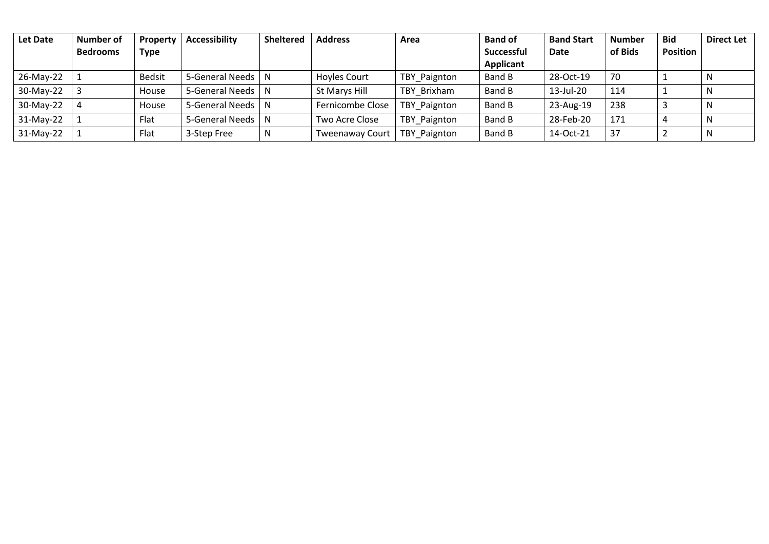| Let Date | Number of Bedrooms | Property Type | Accessibility | Sheltered | Address | Area | Band of Successful Applicant | Band Start Date | Number of Bids | Bid Position | Direct Let |
|---|---|---|---|---|---|---|---|---|---|---|---|
| 26-May-22 | 1 | Bedsit | 5-General Needs | N | Hoyles Court | TBY_Paignton | Band B | 28-Oct-19 | 70 | 1 | N |
| 30-May-22 | 3 | House | 5-General Needs | N | St Marys Hill | TBY_Brixham | Band B | 13-Jul-20 | 114 | 1 | N |
| 30-May-22 | 4 | House | 5-General Needs | N | Fernicombe Close | TBY_Paignton | Band B | 23-Aug-19 | 238 | 3 | N |
| 31-May-22 | 1 | Flat | 5-General Needs | N | Two Acre Close | TBY_Paignton | Band B | 28-Feb-20 | 171 | 4 | N |
| 31-May-22 | 1 | Flat | 3-Step Free | N | Tweenaway Court | TBY_Paignton | Band B | 14-Oct-21 | 37 | 2 | N |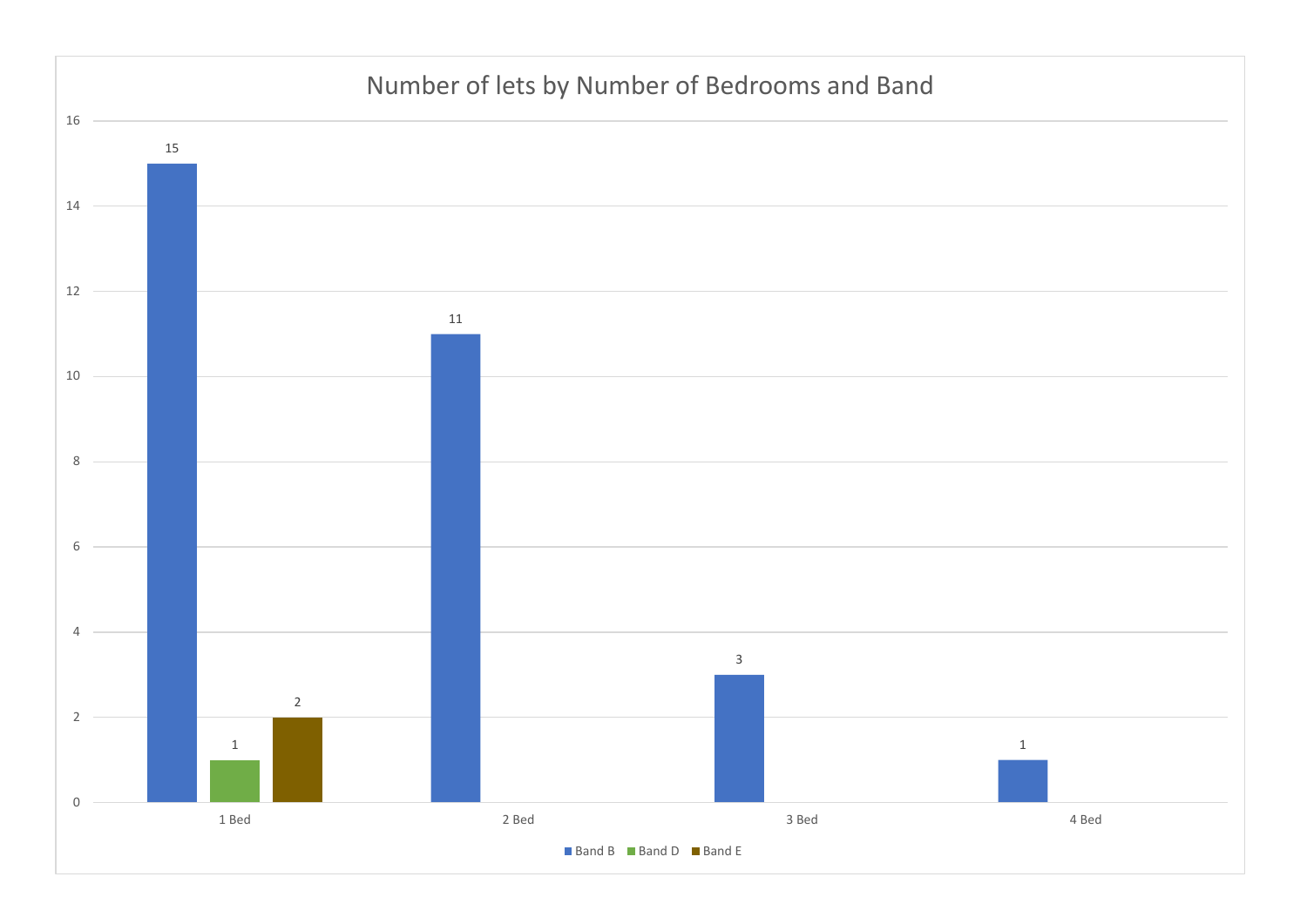## Number of lets by Number of Bedrooms and Band

| | Band B | Band D | Band E |
|---|---|---|---|
| 1 Bed | 15 | 1 | 2 |
| 2 Bed | 11 | | |
| 3 Bed | 3 | | |
| 4 Bed | 1 | | |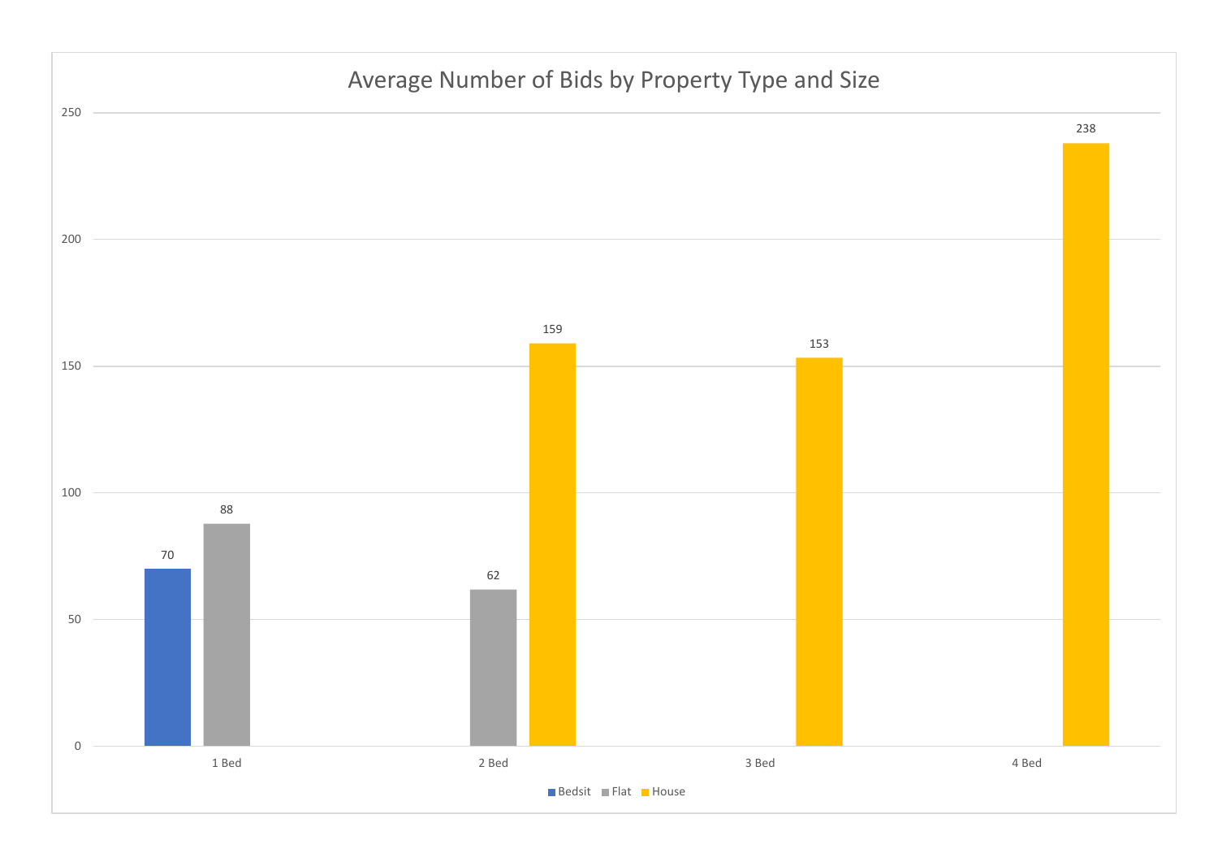Average Number of Bids by Property Type and Size

250

200

150

100

50

0

70

88

62

159

153

238

1 Bed

2 Bed

3 Bed

4 Bed

Bedsit Flat House